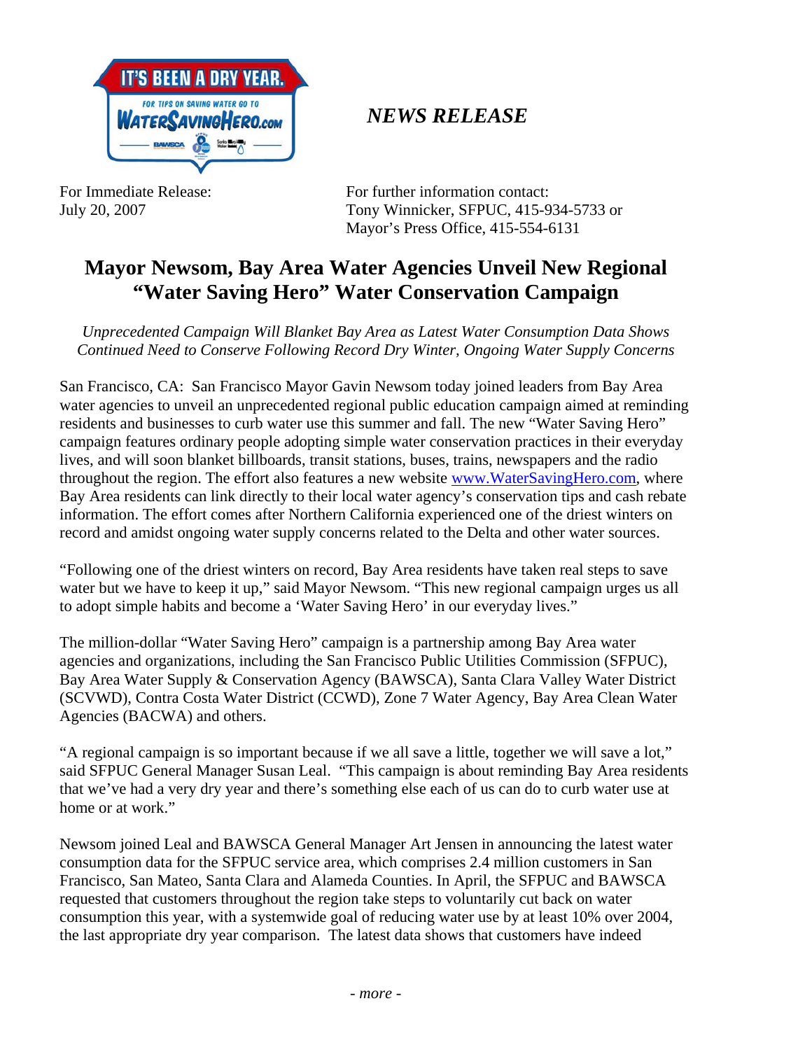*NEWS RELEASE*

For Immediate Release:
July 20, 2007

For further information contact:
Tony Winnicker, SFPUC, 415-934-5733 or
Mayor's Press Office, 415-554-6131

# Mayor Newsom, Bay Area Water Agencies Unveil New Regional "Water Saving Hero" Water Conservation Campaign

*Unprecedented Campaign Will Blanket Bay Area as Latest Water Consumption Data Shows Continued Need to Conserve Following Record Dry Winter, Ongoing Water Supply Concerns*

San Francisco, CA: San Francisco Mayor Gavin Newsom today joined leaders from Bay Area water agencies to unveil an unprecedented regional public education campaign aimed at reminding residents and businesses to curb water use this summer and fall. The new "Water Saving Hero" campaign features ordinary people adopting simple water conservation practices in their everyday lives, and will soon blanket billboards, transit stations, buses, trains, newspapers and the radio throughout the region. The effort also features a new website www.WaterSavingHero.com, where Bay Area residents can link directly to their local water agency's conservation tips and cash rebate information. The effort comes after Northern California experienced one of the driest winters on record and amidst ongoing water supply concerns related to the Delta and other water sources.

"Following one of the driest winters on record, Bay Area residents have taken real steps to save water but we have to keep it up," said Mayor Newsom. "This new regional campaign urges us all to adopt simple habits and become a 'Water Saving Hero' in our everyday lives."

The million-dollar "Water Saving Hero" campaign is a partnership among Bay Area water agencies and organizations, including the San Francisco Public Utilities Commission (SFPUC), Bay Area Water Supply & Conservation Agency (BAWSCA), Santa Clara Valley Water District (SCVWD), Contra Costa Water District (CCWD), Zone 7 Water Agency, Bay Area Clean Water Agencies (BACWA) and others.

"A regional campaign is so important because if we all save a little, together we will save a lot," said SFPUC General Manager Susan Leal. "This campaign is about reminding Bay Area residents that we've had a very dry year and there's something else each of us can do to curb water use at home or at work."

Newsom joined Leal and BAWSCA General Manager Art Jensen in announcing the latest water consumption data for the SFPUC service area, which comprises 2.4 million customers in San Francisco, San Mateo, Santa Clara and Alameda Counties. In April, the SFPUC and BAWSCA requested that customers throughout the region take steps to voluntarily cut back on water consumption this year, with a systemwide goal of reducing water use by at least 10% over 2004, the last appropriate dry year comparison. The latest data shows that customers have indeed

*- more -*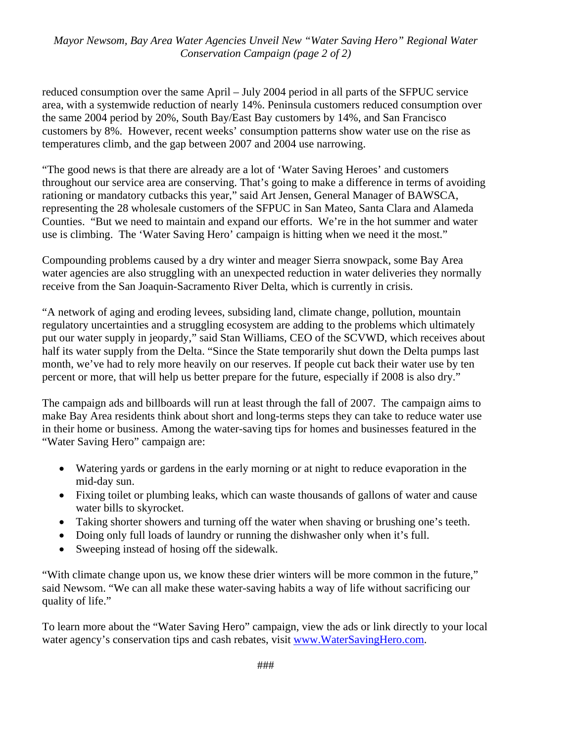reduced consumption over the same April – July 2004 period in all parts of the SFPUC service area, with a systemwide reduction of nearly 14%. Peninsula customers reduced consumption over the same 2004 period by 20%, South Bay/East Bay customers by 14%, and San Francisco customers by 8%. However, recent weeks' consumption patterns show water use on the rise as temperatures climb, and the gap between 2007 and 2004 use narrowing.

"The good news is that there are already are a lot of 'Water Saving Heroes' and customers throughout our service area are conserving. That's going to make a difference in terms of avoiding rationing or mandatory cutbacks this year," said Art Jensen, General Manager of BAWSCA, representing the 28 wholesale customers of the SFPUC in San Mateo, Santa Clara and Alameda Counties. "But we need to maintain and expand our efforts. We're in the hot summer and water use is climbing. The 'Water Saving Hero' campaign is hitting when we need it the most."

Compounding problems caused by a dry winter and meager Sierra snowpack, some Bay Area water agencies are also struggling with an unexpected reduction in water deliveries they normally receive from the San Joaquin-Sacramento River Delta, which is currently in crisis.

"A network of aging and eroding levees, subsiding land, climate change, pollution, mountain regulatory uncertainties and a struggling ecosystem are adding to the problems which ultimately put our water supply in jeopardy," said Stan Williams, CEO of the SCVWD, which receives about half its water supply from the Delta. "Since the State temporarily shut down the Delta pumps last month, we've had to rely more heavily on our reserves. If people cut back their water use by ten percent or more, that will help us better prepare for the future, especially if 2008 is also dry."

The campaign ads and billboards will run at least through the fall of 2007. The campaign aims to make Bay Area residents think about short and long-terms steps they can take to reduce water use in their home or business. Among the water-saving tips for homes and businesses featured in the "Water Saving Hero" campaign are:

- Watering yards or gardens in the early morning or at night to reduce evaporation in the mid-day sun.
- Fixing toilet or plumbing leaks, which can waste thousands of gallons of water and cause water bills to skyrocket.
- Taking shorter showers and turning off the water when shaving or brushing one's teeth.
- Doing only full loads of laundry or running the dishwasher only when it's full.
- Sweeping instead of hosing off the sidewalk.

"With climate change upon us, we know these drier winters will be more common in the future," said Newsom. "We can all make these water-saving habits a way of life without sacrificing our quality of life."

To learn more about the "Water Saving Hero" campaign, view the ads or link directly to your local water agency's conservation tips and cash rebates, visit www.WaterSavingHero.com.

###